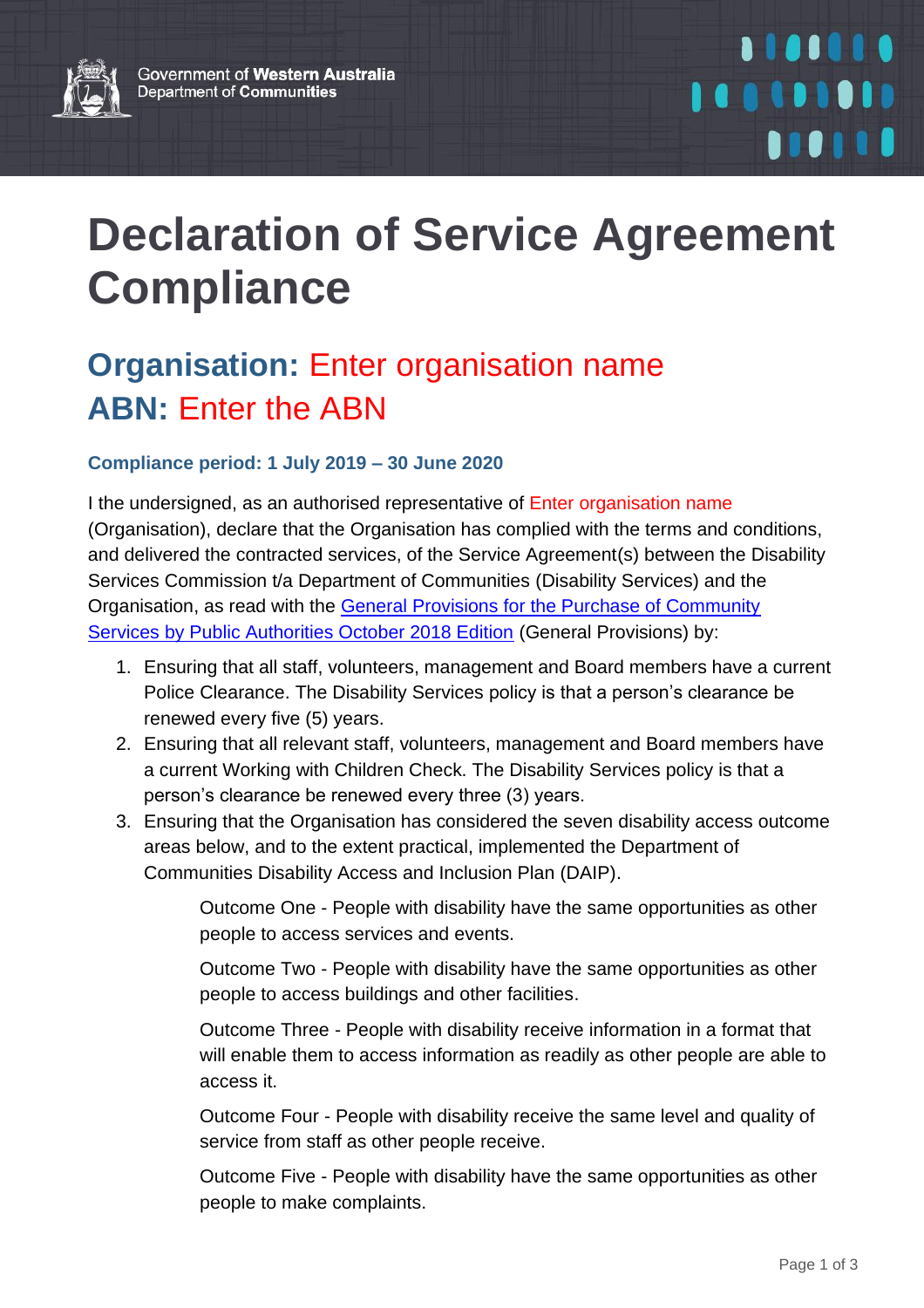Government of Western Australia
Department of Communities

# Declaration of Service Agreement Compliance

## Organisation: Enter organisation name
## ABN: Enter the ABN

**Compliance period: 1 July 2019 – 30 June 2020**

I the undersigned, as an authorised representative of Enter organisation name (Organisation), declare that the Organisation has complied with the terms and conditions, and delivered the contracted services, of the Service Agreement(s) between the Disability Services Commission t/a Department of Communities (Disability Services) and the Organisation, as read with the General Provisions for the Purchase of Community Services by Public Authorities October 2018 Edition (General Provisions) by:

1. Ensuring that all staff, volunteers, management and Board members have a current Police Clearance. The Disability Services policy is that a person's clearance be renewed every five (5) years.
2. Ensuring that all relevant staff, volunteers, management and Board members have a current Working with Children Check. The Disability Services policy is that a person's clearance be renewed every three (3) years.
3. Ensuring that the Organisation has considered the seven disability access outcome areas below, and to the extent practical, implemented the Department of Communities Disability Access and Inclusion Plan (DAIP).

    Outcome One - People with disability have the same opportunities as other people to access services and events.

    Outcome Two - People with disability have the same opportunities as other people to access buildings and other facilities.

    Outcome Three - People with disability receive information in a format that will enable them to access information as readily as other people are able to access it.

    Outcome Four - People with disability receive the same level and quality of service from staff as other people receive.

    Outcome Five - People with disability have the same opportunities as other people to make complaints.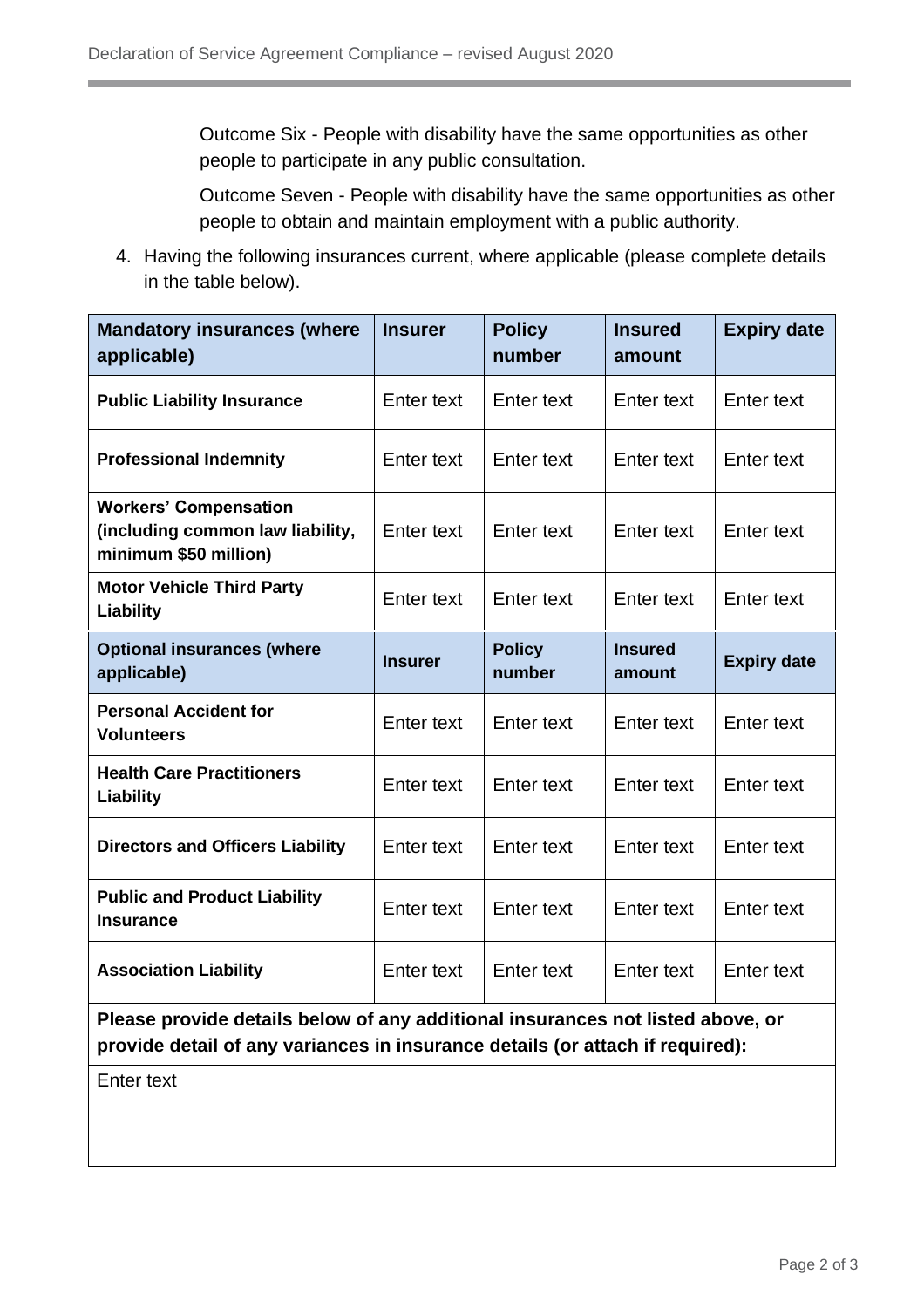Outcome Six - People with disability have the same opportunities as other people to participate in any public consultation.

Outcome Seven - People with disability have the same opportunities as other people to obtain and maintain employment with a public authority.

4. Having the following insurances current, where applicable (please complete details in the table below).

| **Mandatory insurances (where applicable)** | **Insurer** | **Policy number** | **Insured amount** | **Expiry date** |
|---|---|---|---|---|
| **Public Liability Insurance** | Enter text | Enter text | Enter text | Enter text |
| **Professional Indemnity** | Enter text | Enter text | Enter text | Enter text |
| **Workers' Compensation (including common law liability, minimum $50 million)** | Enter text | Enter text | Enter text | Enter text |
| **Motor Vehicle Third Party Liability** | Enter text | Enter text | Enter text | Enter text |
| **Optional insurances (where applicable)** | **Insurer** | **Policy number** | **Insured amount** | **Expiry date** |
| **Personal Accident for Volunteers** | Enter text | Enter text | Enter text | Enter text |
| **Health Care Practitioners Liability** | Enter text | Enter text | Enter text | Enter text |
| **Directors and Officers Liability** | Enter text | Enter text | Enter text | Enter text |
| **Public and Product Liability Insurance** | Enter text | Enter text | Enter text | Enter text |
| **Association Liability** | Enter text | Enter text | Enter text | Enter text |
| **Please provide details below of any additional insurances not listed above, or provide detail of any variances in insurance details (or attach if required):** | | | | |
| Enter text | | | | |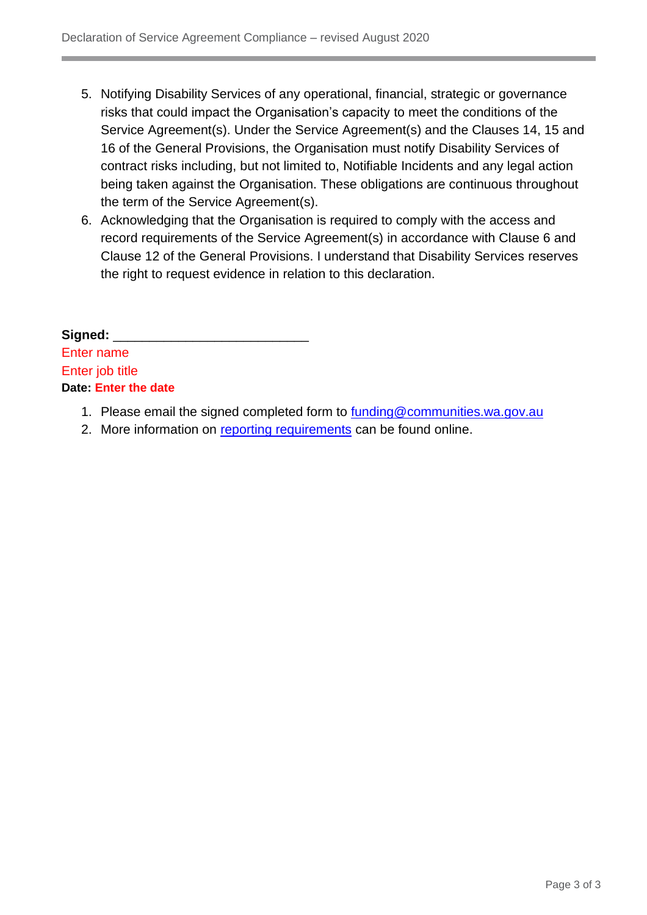5. Notifying Disability Services of any operational, financial, strategic or governance risks that could impact the Organisation's capacity to meet the conditions of the Service Agreement(s). Under the Service Agreement(s) and the Clauses 14, 15 and 16 of the General Provisions, the Organisation must notify Disability Services of contract risks including, but not limited to, Notifiable Incidents and any legal action being taken against the Organisation. These obligations are continuous throughout the term of the Service Agreement(s).
6. Acknowledging that the Organisation is required to comply with the access and record requirements of the Service Agreement(s) in accordance with Clause 6 and Clause 12 of the General Provisions. I understand that Disability Services reserves the right to request evidence in relation to this declaration.

**Signed:** ___________________________

Enter name

Enter job title

**Date: Enter the date**

1. Please email the signed completed form to funding@communities.wa.gov.au
2. More information on reporting requirements can be found online.